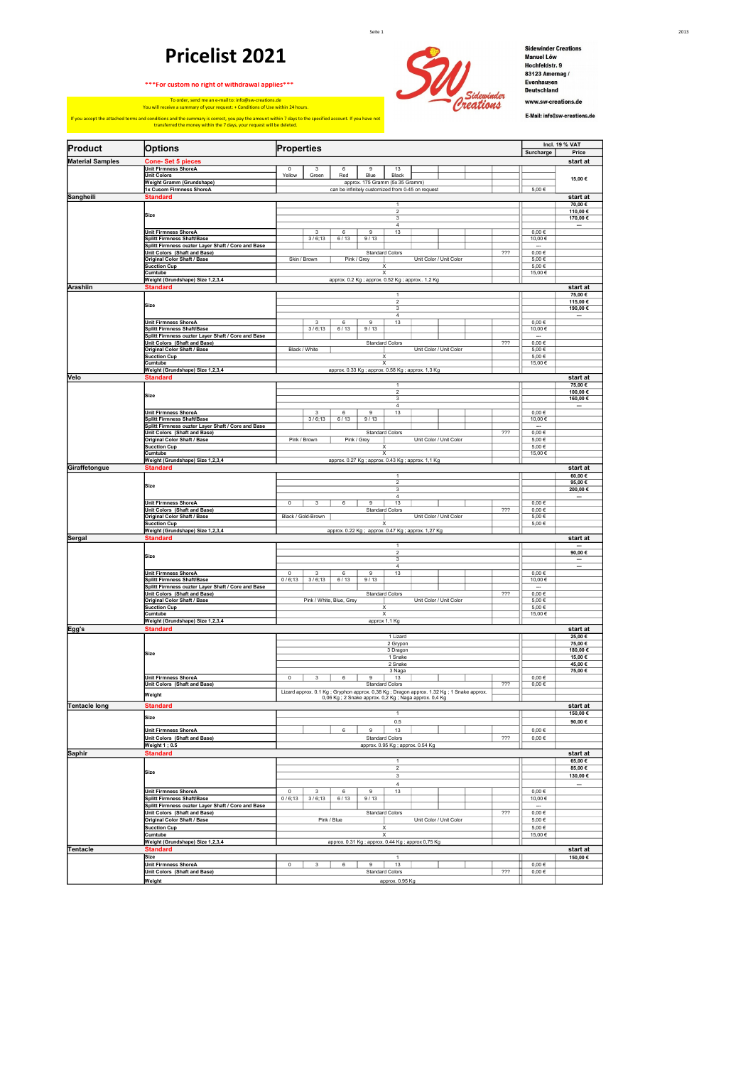# Pricelist 2021

***For custom no right of withdrawal applies***

To order, send me an e-mail to: info@sw-creations.de
You will receive a summary of your request: + Conditions of Use within 24 hours.

If you accept the attached terms and conditions and the summary is correct, you pay the amount within 7 days to the specified account. If you have not transferred the money within the 7 days, your request will be deleted.

Sidewinder Creations
Manuel Löw
Hochfeldstr. 9
83123 Amerang / Evenhausen
Deutschland

www.sw-creations.de

E-Mail: info@sw-creations.de

| Product | Options | Properties | | | | | | | | | Surcharge (Incl. 19 % VAT) | Price (Incl. 19 % VAT) |
|---|---|---|---|---|---|---|---|---|---|---|---|---|
| Material Samples | Cone- Set 5 pieces | | | | | | | | | | | start at |
| | Unit Firmness ShoreA | 0 | 3 | 6 | 9 | 13 | | | | | | 15,00 € |
| | Unit Colors | Yellow | Green | Red | Blue | Black | | | | | | |
| | Weight Gramm (Grundshape) | approx. 175 Gramm (5x 35 Gramm) | | | | | | | | | | |
| | 1x Cusom Firmness ShoreA | can be infinitely customized from 0-45 on request | | | | | | | | | 5,00 € | |
| Sangheili | Standard | | | | | | | | | | | start at |
| | Size | 1 | | | | | | | | | | 70,00 € |
| | | 2 | | | | | | | | | | 110,00 € |
| | | 3 | | | | | | | | | | 170,00 € |
| | | 4 | | | | | | | | | | --- |
| | Unit Firmness ShoreA | | 3 | 6 | 9 | 13 | | | | | 0,00 € | |
| | Splitt Firmness Shaft/Base | | 3 / 6;13 | 6 / 13 | 9 / 13 | | | | | | 10,00 € | |
| | Splitt Firmness ouzter Layer Shaft / Core and Base | | | | | | | | | | --- | |
| | Unit Colors (Shaft and Base) | Standard Colors | | | | | | | | ??? | 0,00 € | |
| | Original Color Shaft / Base | Skin / Brown | | Pink / Grey | | | Unit Color / Unit Color | | | | 5,00 € | |
| | Sucction Cup | X | | | | | | | | | 5,00 € | |
| | Cumtube | X | | | | | | | | | 15,00 € | |
| | Weight (Grundshape) Size 1,2,3,4 | approx. 0.2 Kg ; approx. 0.52 Kg ; approx.. 1,2 Kg | | | | | | | | | | |
| Arashiin | Standard | | | | | | | | | | | start at |
| | Size | 1 | | | | | | | | | | 75,00 € |
| | | 2 | | | | | | | | | | 115,00 € |
| | | 3 | | | | | | | | | | 190,00 € |
| | | 4 | | | | | | | | | | --- |
| | Unit Firmness ShoreA | | 3 | 6 | 9 | 13 | | | | | 0,00 € | |
| | Splitt Firmness Shaft/Base | | 3 / 6;13 | 6 / 13 | 9 / 13 | | | | | | 10,00 € | |
| | Splitt Firmness ouzter Layer Shaft / Core and Base | | | | | | | | | | --- | |
| | Unit Colors (Shaft and Base) | Standard Colors | | | | | | | | ??? | 0,00 € | |
| | Original Color Shaft / Base | Black / White | | | | | Unit Color / Unit Color | | | | 5,00 € | |
| | Sucction Cup | X | | | | | | | | | 5,00 € | |
| | Cumtube | X | | | | | | | | | 15,00 € | |
| | Weight (Grundshape) Size 1,2,3,4 | approx. 0.33 Kg ; approx. 0.58 Kg ; approx. 1,3 Kg | | | | | | | | | | |
| Velo | Standard | | | | | | | | | | | start at |
| | Size | 1 | | | | | | | | | | 75,00 € |
| | | 2 | | | | | | | | | | 100,00 € |
| | | 3 | | | | | | | | | | 160,00 € |
| | | 4 | | | | | | | | | | --- |
| | Unit Firmness ShoreA | | 3 | 6 | 9 | 13 | | | | | 0,00 € | |
| | Splitt Firmness Shaft/Base | | 3 / 6;13 | 6 / 13 | 9 / 13 | | | | | | 10,00 € | |
| | Splitt Firmness ouzter Layer Shaft / Core and Base | | | | | | | | | | --- | |
| | Unit Colors (Shaft and Base) | Standard Colors | | | | | | | | ??? | 0,00 € | |
| | Original Color Shaft / Base | Pink / Brown | | Pink / Grey | | | Unit Color / Unit Color | | | | 5,00 € | |
| | Sucction Cup | X | | | | | | | | | 5,00 € | |
| | Cumtube | X | | | | | | | | | 15,00 € | |
| | Weight (Grundshape) Size 1,2,3,4 | approx. 0.27 Kg ; approx. 0.43 Kg ; approx. 1,1 Kg | | | | | | | | | | |
| Giraffetongue | Standard | | | | | | | | | | | start at |
| | Size | 1 | | | | | | | | | | 60,00 € |
| | | 2 | | | | | | | | | | 95,00 € |
| | | 3 | | | | | | | | | | 200,00 € |
| | | 4 | | | | | | | | | | --- |
| | Unit Firmness ShoreA | 0 | 3 | 6 | 9 | 13 | | | | | 0,00 € | |
| | Unit Colors (Shaft and Base) | Standard Colors | | | | | | | | ??? | 0,00 € | |
| | Original Color Shaft / Base | Black / Gold-Brown | | | | | Unit Color / Unit Color | | | | 5,00 € | |
| | Sucction Cup | X | | | | | | | | | 5,00 € | |
| | Weight (Grundshape) Size 1,2,3,4 | approx. 0.22 Kg ; approx. 0.47 Kg ; approx. 1,27 Kg | | | | | | | | | | |
| Sergal | Standard | | | | | | | | | | | start at |
| | Size | 1 | | | | | | | | | | --- |
| | | 2 | | | | | | | | | | 90,00 € |
| | | 3 | | | | | | | | | | --- |
| | | 4 | | | | | | | | | | --- |
| | Unit Firmness ShoreA | 0 | 3 | 6 | 9 | 13 | | | | | 0,00 € | |
| | Splitt Firmness Shaft/Base | 0 / 6;13 | 3 / 6;13 | 6 / 13 | 9 / 13 | | | | | | 10,00 € | |
| | Splitt Firmness ouzter Layer Shaft / Core and Base | | | | | | | | | | --- | |
| | Unit Colors (Shaft and Base) | Standard Colors | | | | | | | | ??? | 0,00 € | |
| | Original Color Shaft / Base | Pink / White, Blue, Grey | | | | | Unit Color / Unit Color | | | | 5,00 € | |
| | Sucction Cup | X | | | | | | | | | 5,00 € | |
| | Cumtube | X | | | | | | | | | 15,00 € | |
| | Weight (Grundshape) Size 1,2,3,4 | approx 1,1 Kg | | | | | | | | | | |
| Egg's | Standard | | | | | | | | | | | start at |
| | Size | 1 Lizard | | | | | | | | | | 25,00 € |
| | | 2 Grypon | | | | | | | | | | 75,00 € |
| | | 3 Dragon | | | | | | | | | | 180,00 € |
| | | 1 Snake | | | | | | | | | | 15,00 € |
| | | 2 Snake | | | | | | | | | | 45,00 € |
| | | 3 Naga | | | | | | | | | | 75,00 € |
| | Unit Firmness ShoreA | 0 | 3 | 6 | 9 | 13 | | | | | 0,00 € | |
| | Unit Colors (Shaft and Base) | Standard Colors | | | | | | | | ??? | 0,00 € | |
| | Weight | Lizard approx. 0.1 Kg ; Gryphon approx. 0,38 Kg ; Dragon approx. 1.32 Kg ; 1 Snake approx. 0,06 Kg ; 2 Snake approx. 0.2 Kg ; Naga approx. 0,4 Kg | | | | | | | | | | |
| Tentacle long | Standard | | | | | | | | | | | start at |
| | Size | 1 | | | | | | | | | | 150,00 € |
| | | 0.5 | | | | | | | | | | 90,00 € |
| | Unit Firmness ShoreA | | | 6 | 9 | 13 | | | | | 0,00 € | |
| | Unit Colors (Shaft and Base) | Standard Colors | | | | | | | | ??? | 0,00 € | |
| | Weight 1 ; 0.5 | approx. 0.95 Kg ; approx. 0.54 Kg | | | | | | | | | | |
| Saphir | Standard | | | | | | | | | | | start at |
| | Size | 1 | | | | | | | | | | 65,00 € |
| | | 2 | | | | | | | | | | 85,00 € |
| | | 3 | | | | | | | | | | 130,00 € |
| | | 4 | | | | | | | | | | --- |
| | Unit Firmness ShoreA | 0 | 3 | 6 | 9 | 13 | | | | | 0,00 € | |
| | Splitt Firmness Shaft/Base | 0 / 6;13 | 3 / 6;13 | 6 / 13 | 9 / 13 | | | | | | 10,00 € | |
| | Splitt Firmness ouzter Layer Shaft / Core and Base | | | | | | | | | | --- | |
| | Unit Colors (Shaft and Base) | Standard Colors | | | | | | | | ??? | 0,00 € | |
| | Original Color Shaft / Base | Pink / Blue | | | | | Unit Color / Unit Color | | | | 5,00 € | |
| | Sucction Cup | X | | | | | | | | | 5,00 € | |
| | Cumtube | X | | | | | | | | | 15,00 € | |
| | Weight (Grundshape) Size 1,2,3,4 | approx. 0.31 Kg ; approx. 0.44 Kg ; approx 0,75 Kg | | | | | | | | | | |
| Tentacle | Standard | | | | | | | | | | | start at |
| | Size | 1 | | | | | | | | | | 150,00 € |
| | Unit Firmness ShoreA | 0 | 3 | 6 | 9 | 13 | | | | | 0,00 € | |
| | Unit Colors (Shaft and Base) | Standard Colors | | | | | | | | ??? | 0,00 € | |
| | Weight | approx. 0.95 Kg | | | | | | | | | | |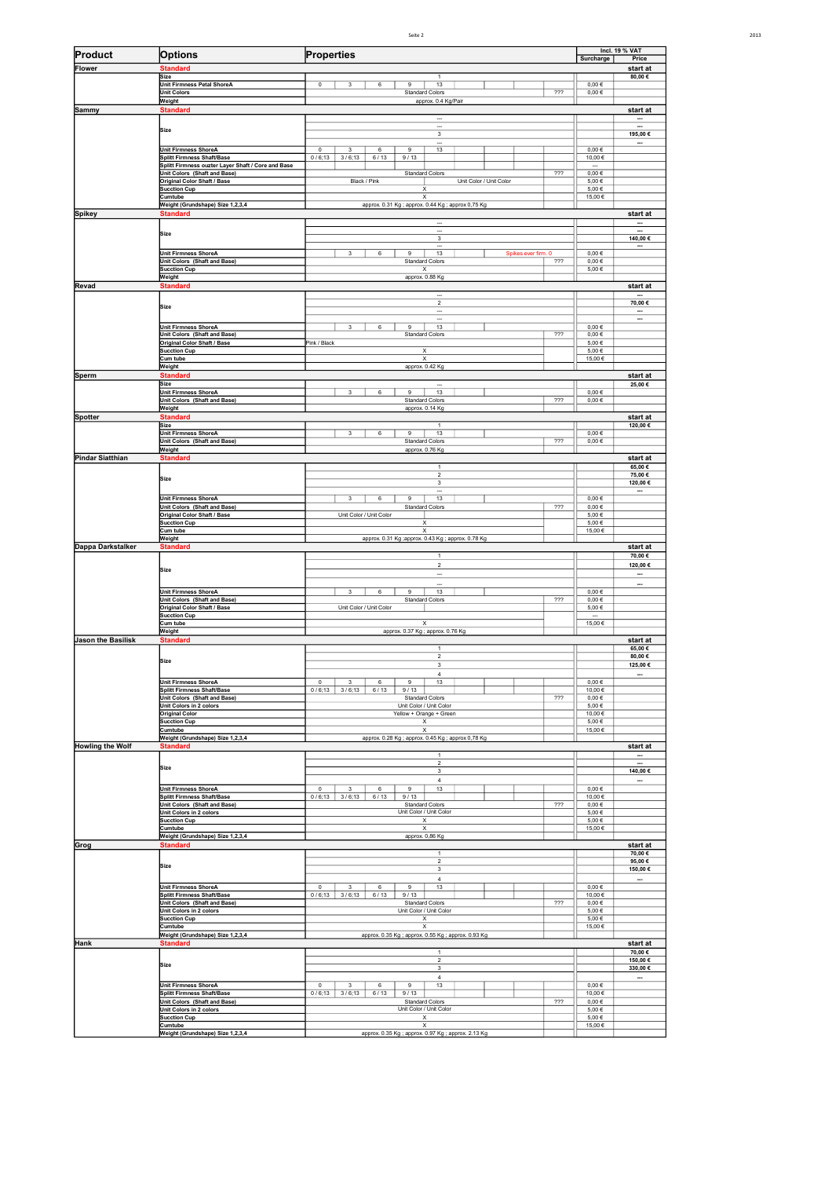| Product | Options | Properties | | | | | | | | Surcharge | Price |
|---|---|---|---|---|---|---|---|---|---|---|---|
| | | | | | | | | | | Incl. 19 % VAT | |
| **Flower** | **Standard** | | | | | | | | | | start at |
| | Size | | | | | 1 | | | | | 80,00 € |
| | Unit Firmness Petal ShoreA | 0 | 3 | 6 | 9 | 13 | | | | 0,00 € | |
| | Unit Colors | Standard Colors | | | | | | | ??? | 0,00 € | |
| | Weight | approx. 0.4 Kg/Pair | | | | | | | | | |
| **Sammy** | **Standard** | | | | | | | | | | start at |
| | Size | | | | | --- | | | | | --- |
| | | | | | | --- | | | | | --- |
| | | | | | | 3 | | | | | 195,00 € |
| | | | | | | --- | | | | | --- |
| | Unit Firmness ShoreA | 0 | 3 | 6 | 9 | 13 | | | | 0,00 € | |
| | Splitt Firmness Shaft/Base | 0 / 6;13 | 3 / 6;13 | 6 / 13 | 9 / 13 | | | | | 10,00 € | |
| | Splitt Firmness ouzter Layer Shaft / Core and Base | | | | | | | | | --- | |
| | Unit Colors (Shaft and Base) | Standard Colors | | | | | | | ??? | 0,00 € | |
| | Original Color Shaft / Base | Black / Pink | | | | Unit Color / Unit Color | | | | 5,00 € | |
| | Sucction Cup | X | | | | | | | | 5,00 € | |
| | Cumtube | X | | | | | | | | 15,00 € | |
| | Weight (Grundshape) Size 1,2,3,4 | approx. 0.31 Kg ; approx. 0.44 Kg ; approx 0,75 Kg | | | | | | | | | |
| **Spikey** | **Standard** | | | | | | | | | | start at |
| | Size | | | | | --- | | | | | --- |
| | | | | | | --- | | | | | --- |
| | | | | | | 3 | | | | | 140,00 € |
| | | | | | | --- | | | | | --- |
| | Unit Firmness ShoreA | | 3 | 6 | 9 | 13 | | Spikes ever firm. 0 | | 0,00 € | |
| | Unit Colors (Shaft and Base) | Standard Colors | | | | | | | ??? | 0,00 € | |
| | Sucction Cup | X | | | | | | | | 5,00 € | |
| | Weight | approx. 0.88 Kg | | | | | | | | | |
| **Revad** | **Standard** | | | | | | | | | | start at |
| | Size | | | | | --- | | | | | --- |
| | | | | | | 2 | | | | | 70,00 € |
| | | | | | | --- | | | | | --- |
| | | | | | | --- | | | | | --- |
| | Unit Firmness ShoreA | | 3 | 6 | 9 | 13 | | | | 0,00 € | |
| | Unit Colors (Shaft and Base) | Standard Colors | | | | | | | ??? | 0,00 € | |
| | Original Color Shaft / Base | Pink / Black | | | | | | | | 5,00 € | |
| | Sucction Cup | X | | | | | | | | 5,00 € | |
| | Cum tube | X | | | | | | | | 15,00 € | |
| | Weight | approx. 0.42 Kg | | | | | | | | | |
| **Sperm** | **Standard** | | | | | | | | | | start at |
| | Size | | | | | --- | | | | | 25,00 € |
| | Unit Firmness ShoreA | | 3 | 6 | 9 | 13 | | | | 0,00 € | |
| | Unit Colors (Shaft and Base) | Standard Colors | | | | | | | ??? | 0,00 € | |
| | Weight | approx. 0.14 Kg | | | | | | | | | |
| **Spotter** | **Standard** | | | | | | | | | | start at |
| | Size | | | | | 1 | | | | | 120,00 € |
| | Unit Firmness ShoreA | | 3 | 6 | 9 | 13 | | | | 0,00 € | |
| | Unit Colors (Shaft and Base) | Standard Colors | | | | | | | ??? | 0,00 € | |
| | Weight | approx. 0.76 Kg | | | | | | | | | |
| **Pindar Siatthian** | **Standard** | | | | | | | | | | start at |
| | Size | | | | | 1 | | | | | 65,00 € |
| | | | | | | 2 | | | | | 75,00 € |
| | | | | | | 3 | | | | | 120,00 € |
| | | | | | | --- | | | | | --- |
| | Unit Firmness ShoreA | | 3 | 6 | 9 | 13 | | | | 0,00 € | |
| | Unit Colors (Shaft and Base) | Standard Colors | | | | | | | ??? | 0,00 € | |
| | Original Color Shaft / Base | Unit Color / Unit Color | | | | | | | | 5,00 € | |
| | Sucction Cup | X | | | | | | | | 5,00 € | |
| | Cum tube | X | | | | | | | | 15,00 € | |
| | Weight | approx. 0.31 Kg ;approx. 0.43 Kg ; approx. 0.78 Kg | | | | | | | | | |
| **Dappa Darkstalker** | **Standard** | | | | | | | | | | start at |
| | Size | | | | | 1 | | | | | 70,00 € |
| | | | | | | 2 | | | | | 120,00 € |
| | | | | | | --- | | | | | --- |
| | | | | | | --- | | | | | --- |
| | Unit Firmness ShoreA | | 3 | 6 | 9 | 13 | | | | 0,00 € | |
| | Unit Colors (Shaft and Base) | Standard Colors | | | | | | | ??? | 0,00 € | |
| | Original Color Shaft / Base | Unit Color / Unit Color | | | | | | | | 5,00 € | |
| | Sucction Cup | | | | | | | | | --- | |
| | Cum tube | X | | | | | | | | 15,00 € | |
| | Weight | approx. 0.37 Kg ; approx. 0.76 Kg | | | | | | | | | |
| **Jason the Basilisk** | **Standard** | | | | | | | | | | start at |
| | Size | | | | | 1 | | | | | 65,00 € |
| | | | | | | 2 | | | | | 80,00 € |
| | | | | | | 3 | | | | | 125,00 € |
| | | | | | | 4 | | | | | --- |
| | Unit Firmness ShoreA | 0 | 3 | 6 | 9 | 13 | | | | 0,00 € | |
| | Splitt Firmness Shaft/Base | 0 / 6;13 | 3 / 6;13 | 6 / 13 | 9 / 13 | | | | | 10,00 € | |
| | Unit Colors (Shaft and Base) | Standard Colors | | | | | | | ??? | 0,00 € | |
| | Unit Colors in 2 colors | Unit Color / Unit Color | | | | | | | | 5,00 € | |
| | Original Color | Yellow + Orange + Green | | | | | | | | 10,00 € | |
| | Sucction Cup | X | | | | | | | | 5,00 € | |
| | Cumtube | X | | | | | | | | 15,00 € | |
| | Weight (Grundshape) Size 1,2,3,4 | approx. 0.28 Kg ; approx. 0.45 Kg ; approx 0,78 Kg | | | | | | | | | |
| **Howling the Wolf** | **Standard** | | | | | | | | | | start at |
| | Size | | | | | 1 | | | | | --- |
| | | | | | | 2 | | | | | --- |
| | | | | | | 3 | | | | | 140,00 € |
| | | | | | | 4 | | | | | --- |
| | Unit Firmness ShoreA | 0 | 3 | 6 | 9 | 13 | | | | 0,00 € | |
| | Splitt Firmness Shaft/Base | 0 / 6;13 | 3 / 6;13 | 6 / 13 | 9 / 13 | | | | | 10,00 € | |
| | Unit Colors (Shaft and Base) | Standard Colors | | | | | | | ??? | 0,00 € | |
| | Unit Colors in 2 colors | Unit Color / Unit Color | | | | | | | | 5,00 € | |
| | Sucction Cup | X | | | | | | | | 5,00 € | |
| | Cumtube | X | | | | | | | | 15,00 € | |
| | Weight (Grundshape) Size 1,2,3,4 | approx. 0,86 Kg | | | | | | | | | |
| **Grog** | **Standard** | | | | | | | | | | start at |
| | Size | | | | | 1 | | | | | 70,00 € |
| | | | | | | 2 | | | | | 95,00 € |
| | | | | | | 3 | | | | | 150,00 € |
| | | | | | | 4 | | | | | --- |
| | Unit Firmness ShoreA | 0 | 3 | 6 | 9 | 13 | | | | 0,00 € | |
| | Splitt Firmness Shaft/Base | 0 / 6;13 | 3 / 6;13 | 6 / 13 | 9 / 13 | | | | | 10,00 € | |
| | Unit Colors (Shaft and Base) | Standard Colors | | | | | | | ??? | 0,00 € | |
| | Unit Colors in 2 colors | Unit Color / Unit Color | | | | | | | | 5,00 € | |
| | Sucction Cup | X | | | | | | | | 5,00 € | |
| | Cumtube | X | | | | | | | | 15,00 € | |
| | Weight (Grundshape) Size 1,2,3,4 | approx. 0.35 Kg ; approx. 0.55 Kg ; approx. 0.93 Kg | | | | | | | | | |
| **Hank** | **Standard** | | | | | | | | | | start at |
| | Size | | | | | 1 | | | | | 70,00 € |
| | | | | | | 2 | | | | | 150,00 € |
| | | | | | | 3 | | | | | 330,00 € |
| | | | | | | 4 | | | | | --- |
| | Unit Firmness ShoreA | 0 | 3 | 6 | 9 | 13 | | | | 0,00 € | |
| | Splitt Firmness Shaft/Base | 0 / 6;13 | 3 / 6;13 | 6 / 13 | 9 / 13 | | | | | 10,00 € | |
| | Unit Colors (Shaft and Base) | Standard Colors | | | | | | | ??? | 0,00 € | |
| | Unit Colors in 2 colors | Unit Color / Unit Color | | | | | | | | 5,00 € | |
| | Sucction Cup | X | | | | | | | | 5,00 € | |
| | Cumtube | X | | | | | | | | 15,00 € | |
| | Weight (Grundshape) Size 1,2,3,4 | approx. 0.35 Kg ; approx. 0.97 Kg ; approx. 2.13 Kg | | | | | | | | | |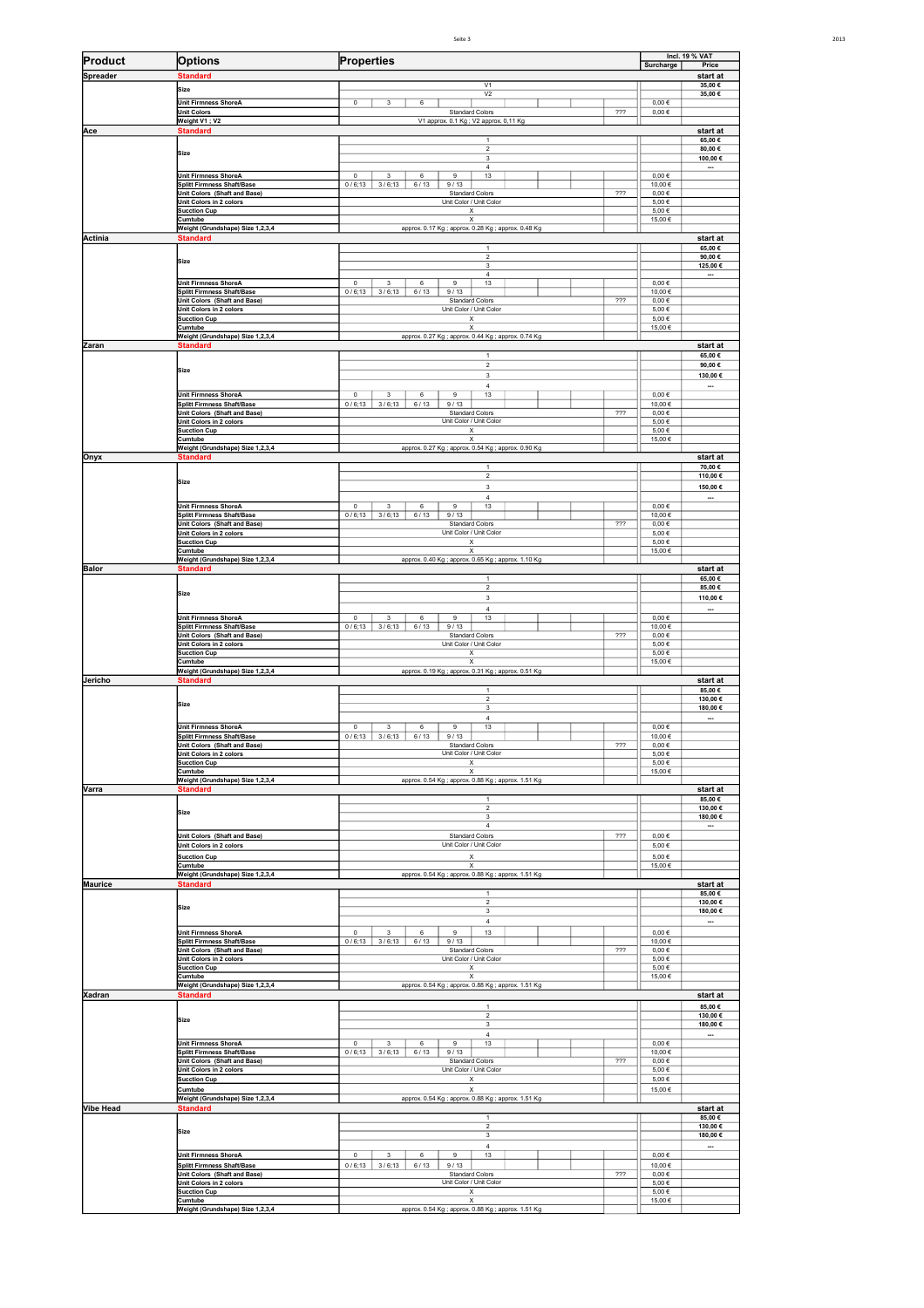| Product | Options | Properties | | | | | | | | | | Surcharge | Price |
|---|---|---|---|---|---|---|---|---|---|---|---|---|---|
| | | | | | | | | | | | | Incl. 19 % VAT | |
| **Spreader** | **Standard** | | | | | | | | | | | | start at |
| | Size | V1 | | | | | | | | | | | 35,00 € |
| | | V2 | | | | | | | | | | | 35,00 € |
| | Unit Firmness ShoreA | 0 | 3 | 6 | | | | | | | | 0,00 € | |
| | Unit Colors | Standard Colors | | | | | | | | | ??? | 0,00 € | |
| | Weight V1 ; V2 | V1 approx. 0.1 Kg ; V2 approx. 0,11 Kg | | | | | | | | | | | |
| **Ace** | **Standard** | | | | | | | | | | | | start at |
| | Size | 1 | | | | | | | | | | | 65,00 € |
| | | 2 | | | | | | | | | | | 80,00 € |
| | | 3 | | | | | | | | | | | 100,00 € |
| | | 4 | | | | | | | | | | | --- |
| | Unit Firmness ShoreA | 0 | 3 | 6 | 9 | 13 | | | | | | 0,00 € | |
| | Splitt Firmness Shaft/Base | 0 / 6;13 | 3 / 6;13 | 6 / 13 | 9 / 13 | | | | | | | 10,00 € | |
| | Unit Colors (Shaft and Base) | Standard Colors | | | | | | | | | ??? | 0,00 € | |
| | Unit Colors in 2 colors | Unit Color / Unit Color | | | | | | | | | | 5,00 € | |
| | Sucction Cup | X | | | | | | | | | | 5,00 € | |
| | Cumtube | X | | | | | | | | | | 15,00 € | |
| | Weight (Grundshape) Size 1,2,3,4 | approx. 0.17 Kg ; approx. 0.28 Kg ; approx. 0.48 Kg | | | | | | | | | | | |
| **Actinia** | **Standard** | | | | | | | | | | | | start at |
| | Size | 1 | | | | | | | | | | | 65,00 € |
| | | 2 | | | | | | | | | | | 90,00 € |
| | | 3 | | | | | | | | | | | 125,00 € |
| | | 4 | | | | | | | | | | | --- |
| | Unit Firmness ShoreA | 0 | 3 | 6 | 9 | 13 | | | | | | 0,00 € | |
| | Splitt Firmness Shaft/Base | 0 / 6;13 | 3 / 6;13 | 6 / 13 | 9 / 13 | | | | | | | 10,00 € | |
| | Unit Colors (Shaft and Base) | Standard Colors | | | | | | | | | ??? | 0,00 € | |
| | Unit Colors in 2 colors | Unit Color / Unit Color | | | | | | | | | | 5,00 € | |
| | Sucction Cup | X | | | | | | | | | | 5,00 € | |
| | Cumtube | X | | | | | | | | | | 15,00 € | |
| | Weight (Grundshape) Size 1,2,3,4 | approx. 0.27 Kg ; approx. 0.44 Kg ; approx. 0.74 Kg | | | | | | | | | | | |
| **Zaran** | **Standard** | | | | | | | | | | | | start at |
| | Size | 1 | | | | | | | | | | | 65,00 € |
| | | 2 | | | | | | | | | | | 90,00 € |
| | | 3 | | | | | | | | | | | 130,00 € |
| | | 4 | | | | | | | | | | | --- |
| | Unit Firmness ShoreA | 0 | 3 | 6 | 9 | 13 | | | | | | 0,00 € | |
| | Splitt Firmness Shaft/Base | 0 / 6;13 | 3 / 6;13 | 6 / 13 | 9 / 13 | | | | | | | 10,00 € | |
| | Unit Colors (Shaft and Base) | Standard Colors | | | | | | | | | ??? | 0,00 € | |
| | Unit Colors in 2 colors | Unit Color / Unit Color | | | | | | | | | | 5,00 € | |
| | Sucction Cup | X | | | | | | | | | | 5,00 € | |
| | Cumtube | X | | | | | | | | | | 15,00 € | |
| | Weight (Grundshape) Size 1,2,3,4 | approx. 0.27 Kg ; approx. 0.54 Kg ; approx. 0.90 Kg | | | | | | | | | | | |
| **Onyx** | **Standard** | | | | | | | | | | | | start at |
| | Size | 1 | | | | | | | | | | | 70,00 € |
| | | 2 | | | | | | | | | | | 110,00 € |
| | | 3 | | | | | | | | | | | 150,00 € |
| | | 4 | | | | | | | | | | | --- |
| | Unit Firmness ShoreA | 0 | 3 | 6 | 9 | 13 | | | | | | 0,00 € | |
| | Splitt Firmness Shaft/Base | 0 / 6;13 | 3 / 6;13 | 6 / 13 | 9 / 13 | | | | | | | 10,00 € | |
| | Unit Colors (Shaft and Base) | Standard Colors | | | | | | | | | ??? | 0,00 € | |
| | Unit Colors in 2 colors | Unit Color / Unit Color | | | | | | | | | | 5,00 € | |
| | Sucction Cup | X | | | | | | | | | | 5,00 € | |
| | Cumtube | X | | | | | | | | | | 15,00 € | |
| | Weight (Grundshape) Size 1,2,3,4 | approx. 0.40 Kg ; approx. 0.65 Kg ; approx. 1.10 Kg | | | | | | | | | | | |
| **Balor** | **Standard** | | | | | | | | | | | | start at |
| | Size | 1 | | | | | | | | | | | 65,00 € |
| | | 2 | | | | | | | | | | | 85,00 € |
| | | 3 | | | | | | | | | | | 110,00 € |
| | | 4 | | | | | | | | | | | --- |
| | Unit Firmness ShoreA | 0 | 3 | 6 | 9 | 13 | | | | | | 0,00 € | |
| | Splitt Firmness Shaft/Base | 0 / 6;13 | 3 / 6;13 | 6 / 13 | 9 / 13 | | | | | | | 10,00 € | |
| | Unit Colors (Shaft and Base) | Standard Colors | | | | | | | | | ??? | 0,00 € | |
| | Unit Colors in 2 colors | Unit Color / Unit Color | | | | | | | | | | 5,00 € | |
| | Sucction Cup | X | | | | | | | | | | 5,00 € | |
| | Cumtube | X | | | | | | | | | | 15,00 € | |
| | Weight (Grundshape) Size 1,2,3,4 | approx. 0.19 Kg ; approx. 0.31 Kg ; approx. 0.51 Kg | | | | | | | | | | | |
| **Jericho** | **Standard** | | | | | | | | | | | | start at |
| | Size | 1 | | | | | | | | | | | 85,00 € |
| | | 2 | | | | | | | | | | | 130,00 € |
| | | 3 | | | | | | | | | | | 180,00 € |
| | | 4 | | | | | | | | | | | --- |
| | Unit Firmness ShoreA | 0 | 3 | 6 | 9 | 13 | | | | | | 0,00 € | |
| | Splitt Firmness Shaft/Base | 0 / 6;13 | 3 / 6;13 | 6 / 13 | 9 / 13 | | | | | | | 10,00 € | |
| | Unit Colors (Shaft and Base) | Standard Colors | | | | | | | | | ??? | 0,00 € | |
| | Unit Colors in 2 colors | Unit Color / Unit Color | | | | | | | | | | 5,00 € | |
| | Sucction Cup | X | | | | | | | | | | 5,00 € | |
| | Cumtube | X | | | | | | | | | | 15,00 € | |
| | Weight (Grundshape) Size 1,2,3,4 | approx. 0.54 Kg ; approx. 0.88 Kg ; approx. 1.51 Kg | | | | | | | | | | | |
| **Varra** | **Standard** | | | | | | | | | | | | start at |
| | Size | 1 | | | | | | | | | | | 85,00 € |
| | | 2 | | | | | | | | | | | 130,00 € |
| | | 3 | | | | | | | | | | | 180,00 € |
| | | 4 | | | | | | | | | | | --- |
| | Unit Colors (Shaft and Base) | Standard Colors | | | | | | | | | ??? | 0,00 € | |
| | Unit Colors in 2 colors | Unit Color / Unit Color | | | | | | | | | | 5,00 € | |
| | Sucction Cup | X | | | | | | | | | | 5,00 € | |
| | Cumtube | X | | | | | | | | | | 15,00 € | |
| | Weight (Grundshape) Size 1,2,3,4 | approx. 0.54 Kg ; approx. 0.88 Kg ; approx. 1.51 Kg | | | | | | | | | | | |
| **Maurice** | **Standard** | | | | | | | | | | | | start at |
| | Size | 1 | | | | | | | | | | | 85,00 € |
| | | 2 | | | | | | | | | | | 130,00 € |
| | | 3 | | | | | | | | | | | 180,00 € |
| | | 4 | | | | | | | | | | | --- |
| | Unit Firmness ShoreA | 0 | 3 | 6 | 9 | 13 | | | | | | 0,00 € | |
| | Splitt Firmness Shaft/Base | 0 / 6;13 | 3 / 6;13 | 6 / 13 | 9 / 13 | | | | | | | 10,00 € | |
| | Unit Colors (Shaft and Base) | Standard Colors | | | | | | | | | ??? | 0,00 € | |
| | Unit Colors in 2 colors | Unit Color / Unit Color | | | | | | | | | | 5,00 € | |
| | Sucction Cup | X | | | | | | | | | | 5,00 € | |
| | Cumtube | X | | | | | | | | | | 15,00 € | |
| | Weight (Grundshape) Size 1,2,3,4 | approx. 0.54 Kg ; approx. 0.88 Kg ; approx. 1.51 Kg | | | | | | | | | | | |
| **Xadran** | **Standard** | | | | | | | | | | | | start at |
| | Size | 1 | | | | | | | | | | | 85,00 € |
| | | 2 | | | | | | | | | | | 130,00 € |
| | | 3 | | | | | | | | | | | 180,00 € |
| | | 4 | | | | | | | | | | | --- |
| | Unit Firmness ShoreA | 0 | 3 | 6 | 9 | 13 | | | | | | 0,00 € | |
| | Splitt Firmness Shaft/Base | 0 / 6;13 | 3 / 6;13 | 6 / 13 | 9 / 13 | | | | | | | 10,00 € | |
| | Unit Colors (Shaft and Base) | Standard Colors | | | | | | | | | ??? | 0,00 € | |
| | Unit Colors in 2 colors | Unit Color / Unit Color | | | | | | | | | | 5,00 € | |
| | Sucction Cup | X | | | | | | | | | | 5,00 € | |
| | Cumtube | X | | | | | | | | | | 15,00 € | |
| | Weight (Grundshape) Size 1,2,3,4 | approx. 0.54 Kg ; approx. 0.88 Kg ; approx. 1.51 Kg | | | | | | | | | | | |
| **Vibe Head** | **Standard** | | | | | | | | | | | | start at |
| | Size | 1 | | | | | | | | | | | 85,00 € |
| | | 2 | | | | | | | | | | | 130,00 € |
| | | 3 | | | | | | | | | | | 180,00 € |
| | | 4 | | | | | | | | | | | --- |
| | Unit Firmness ShoreA | 0 | 3 | 6 | 9 | 13 | | | | | | 0,00 € | |
| | Splitt Firmness Shaft/Base | 0 / 6;13 | 3 / 6;13 | 6 / 13 | 9 / 13 | | | | | | | 10,00 € | |
| | Unit Colors (Shaft and Base) | Standard Colors | | | | | | | | | ??? | 0,00 € | |
| | Unit Colors in 2 colors | Unit Color / Unit Color | | | | | | | | | | 5,00 € | |
| | Sucction Cup | X | | | | | | | | | | 5,00 € | |
| | Cumtube | X | | | | | | | | | | 15,00 € | |
| | Weight (Grundshape) Size 1,2,3,4 | approx. 0.54 Kg ; approx. 0.88 Kg ; approx. 1.51 Kg | | | | | | | | | | | |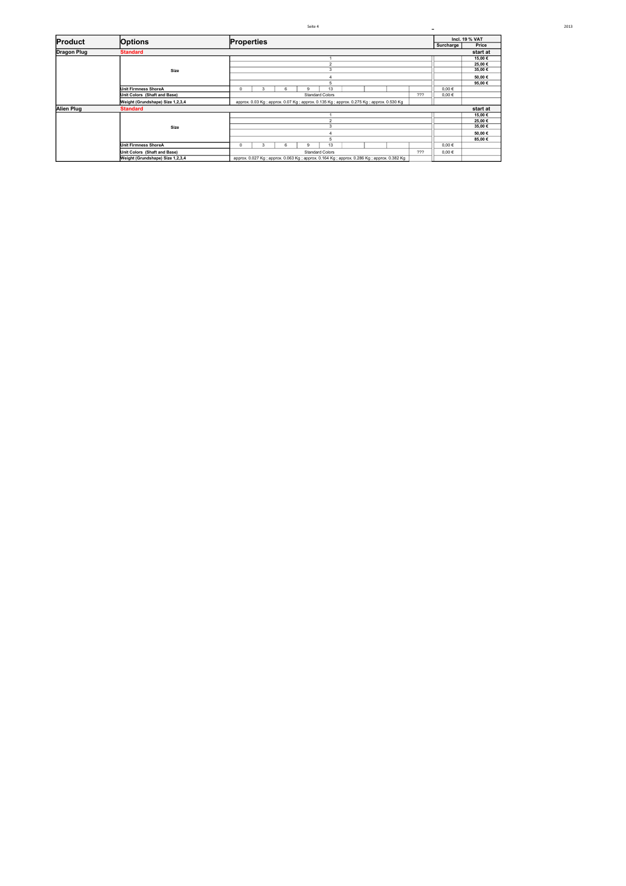| Product | Options | Properties | | | | | | | | | | Incl. 19 % VAT | |
|---|---|---|---|---|---|---|---|---|---|---|---|---|---|
| | | | | | | | | | | | | Surcharge | Price |
| Dragon Plug | Standard | | | | | | | | | | | | start at |
| | Size | 1 | | | | | | | | | | | 15,00 € |
| | | 2 | | | | | | | | | | | 25,00 € |
| | | 3 | | | | | | | | | | | 35,00 € |
| | | 4 | | | | | | | | | | | 50,00 € |
| | | 5 | | | | | | | | | | | 95,00 € |
| | Unit Firmness ShoreA | 0 | 3 | 6 | 9 | 13 | | | | | | 0,00 € | |
| | Unit Colors (Shaft and Base) | Standard Colors | | | | | | | | | ??? | 0,00 € | |
| | Weight (Grundshape) Size 1,2,3,4 | approx. 0.03 Kg ; approx. 0.07 Kg ; approx. 0.135 Kg ; approx. 0.275 Kg ; approx. 0.530 Kg | | | | | | | | | | | |
| Alien Plug | Standard | | | | | | | | | | | | start at |
| | Size | 1 | | | | | | | | | | | 15,00 € |
| | | 2 | | | | | | | | | | | 25,00 € |
| | | 3 | | | | | | | | | | | 35,00 € |
| | | 4 | | | | | | | | | | | 50,00 € |
| | | 5 | | | | | | | | | | | 85,00 € |
| | Unit Firmness ShoreA | 0 | 3 | 6 | 9 | 13 | | | | | | 0,00 € | |
| | Unit Colors (Shaft and Base) | Standard Colors | | | | | | | | | ??? | 0,00 € | |
| | Weight (Grundshape) Size 1,2,3,4 | approx. 0.027 Kg ; approx. 0.063 Kg ; approx. 0.164 Kg ; approx. 0.286 Kg ; approx. 0.382 Kg | | | | | | | | | | | |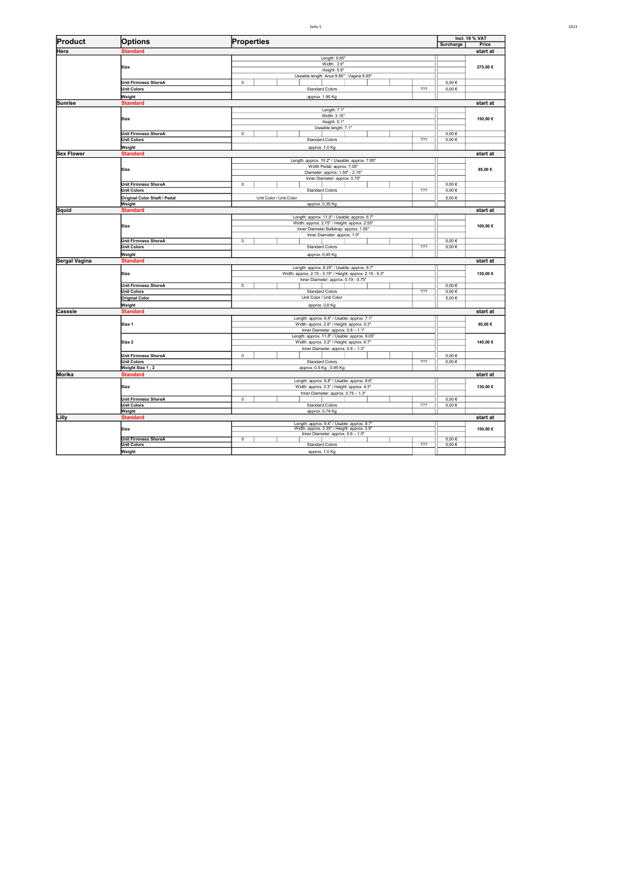| Product | Options | Properties | | Incl. 19 % VAT Surcharge | Price |
|---|---|---|---|---|---|
| Hera | Standard | | | | start at |
| | Size | Length: 9.85"<br>Width: 3.9"<br>Height: 5.9"<br>Useable length: Anus 9.85" ; Vagina 9.65" | | | 275,00 € |
| | Unit Firmness ShoreA | 0 | | 0,00 € | |
| | Unit Colors | Standard Colors | ??? | 0,00 € | |
| | Weight | approx. 1.95 Kg | | | |
| Sunrise | Standard | | | | start at |
| | Size | Length: 7.1"<br>Width: 3.15"<br>Height: 5.1"<br>Useable length: 7.1" | | | 150,00 € |
| | Unit Firmness ShoreA | 0 | | 0,00 € | |
| | Unit Colors | Standard Colors | ??? | 0,00 € | |
| | Weight | approx. 1.0 Kg | | | |
| Sex Flower | Standard | | | | start at |
| | Size | Length: approx. 10.2" / Useable: approx. 7.85"<br>Width Pedal: approx. 7.05"<br>Diameter: approx. 1.55" - 2.15"<br>Inner Diameter: approx. 0.75" | | | 85,00 € |
| | Unit Firmness ShoreA | 0 | | 0,00 € | |
| | Unit Colors | Standard Colors | ??? | 0,00 € | |
| | Original Color Shaft / Pedal | Unit Color / Unit Color | | 5,00 € | |
| | Weight | approx. 0,35 Kg | | | |
| Squid | Standard | | | | start at |
| | Size | Length: approx. 11.0" / Usable: approx. 6.7"<br>Width: approx. 2.75" / Height: approx. 2.55"<br>Inner Diameter Ballstrap: approx. 1.55"<br>Inner Diameter: approx. 1.0" | | | 100,00 € |
| | Unit Firmness ShoreA | 0 | | 0,00 € | |
| | Unit Colors | Standard Colors | ??? | 0,00 € | |
| | Weight | approx. 0,45 Kg | | | |
| Sergal Vagina | Standard | | | | start at |
| | Size | Length: approx. 8.25" / Usable: approx. 6.7"<br>Width: approx. 2.15 - 3.15" / Height: approx. 2.15 - 5.3"<br>Inner Diameter: approx. 0.19 - 0.75" | | | 130,00 € |
| | Unit Firmness ShoreA | 0 | | 0,00 € | |
| | Unit Colors | Standard Colors | ??? | 0,00 € | |
| | Original Color | Unit Color / Unit Color | | 5,00 € | |
| | Weight | approx. 0,8 Kg | | | |
| Casssie | Standard | | | | start at |
| | Size 1 | Length: approx. 9.4" / Usable: approx. 7.1"<br>Width: approx. 2.6" / Height: approx. 5.3"<br>Inner Diameter: approx. 0.8 – 1.1" | | | 95,00 € |
| | Size 2 | Length: approx. 11.8" / Usable: approx. 9.05"<br>Width: approx. 3.2" / Height: approx. 6.7"<br>Inner Diameter: approx. 0.9 – 1.3" | | | 140,00 € |
| | Unit Firmness ShoreA | 0 | | 0,00 € | |
| | Unit Colors | Standard Colors | ??? | 0,00 € | |
| | Weight Size 1 ; 2 | approx. 0.5 Kg ; 0.95 Kg | | | |
| Morika | Standard | | | | start at |
| | Size | Length: approx. 8.8" / Usable: approx. 8.6"<br>Width: approx. 3.3" / Height: approx. 4.3"<br>Inner Diameter: approx. 0.75 – 1.3" | | | 130,00 € |
| | Unit Firmness ShoreA | 0 | | 0,00 € | |
| | Unit Colors | Standard Colors | ??? | 0,00 € | |
| | Weight | approx. 0,74 Kg | | | |
| Lilly | Standard | | | | start at |
| | Size | Length: approx. 9.4" / Usable: approx. 8.7"<br>Width: approx. 3.35" / Height: approx. 3.9"<br>Inner Diameter: approx. 0.6 – 1.0" | | | 150,00 € |
| | Unit Firmness ShoreA | 0 | | 0,00 € | |
| | Unit Colors | Standard Colors | ??? | 0,00 € | |
| | Weight | approx. 1.0 Kg | | | |